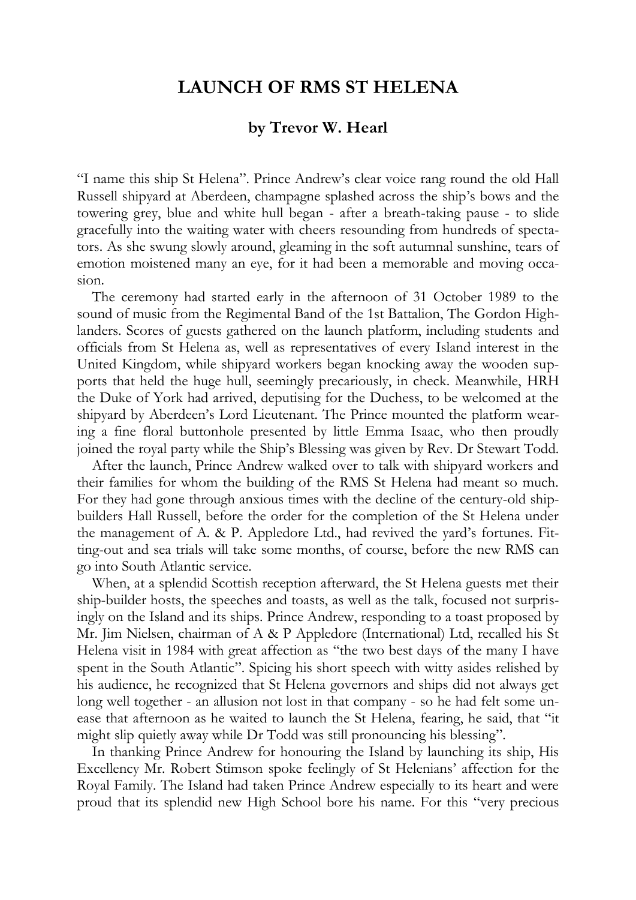# LAUNCH OF RMS ST HELENA

### by Trevor W. Hearl

"I name this ship St Helena". Prince Andrew's clear voice rang round the old Hall Russell shipyard at Aberdeen, champagne splashed across the ship's bows and the towering grey, blue and white hull began - after a breath-taking pause - to slide gracefully into the waiting water with cheers resounding from hundreds of spectators. As she swung slowly around, gleaming in the soft autumnal sunshine, tears of emotion moistened many an eye, for it had been a memorable and moving occasion.

The ceremony had started early in the afternoon of 31 October 1989 to the sound of music from the Regimental Band of the 1st Battalion, The Gordon Highlanders. Scores of guests gathered on the launch platform, including students and officials from St Helena as, well as representatives of every Island interest in the United Kingdom, while shipyard workers began knocking away the wooden supports that held the huge hull, seemingly precariously, in check. Meanwhile, HRH the Duke of York had arrived, deputising for the Duchess, to be welcomed at the shipyard by Aberdeen's Lord Lieutenant. The Prince mounted the platform wearing a fine floral buttonhole presented by little Emma Isaac, who then proudly joined the royal party while the Ship's Blessing was given by Rev. Dr Stewart Todd.

After the launch, Prince Andrew walked over to talk with shipyard workers and their families for whom the building of the RMS St Helena had meant so much. For they had gone through anxious times with the decline of the century-old shipbuilders Hall Russell, before the order for the completion of the St Helena under the management of A. & P. Appledore Ltd., had revived the yard's fortunes. Fitting-out and sea trials will take some months, of course, before the new RMS can go into South Atlantic service.

When, at a splendid Scottish reception afterward, the St Helena guests met their ship-builder hosts, the speeches and toasts, as well as the talk, focused not surprisingly on the Island and its ships. Prince Andrew, responding to a toast proposed by Mr. Jim Nielsen, chairman of A & P Appledore (International) Ltd, recalled his St Helena visit in 1984 with great affection as "the two best days of the many I have spent in the South Atlantic". Spicing his short speech with witty asides relished by his audience, he recognized that St Helena governors and ships did not always get long well together - an allusion not lost in that company - so he had felt some unease that afternoon as he waited to launch the St Helena, fearing, he said, that "it might slip quietly away while Dr Todd was still pronouncing his blessing".

In thanking Prince Andrew for honouring the Island by launching its ship, His Excellency Mr. Robert Stimson spoke feelingly of St Helenians' affection for the Royal Family. The Island had taken Prince Andrew especially to its heart and were proud that its splendid new High School bore his name. For this "very precious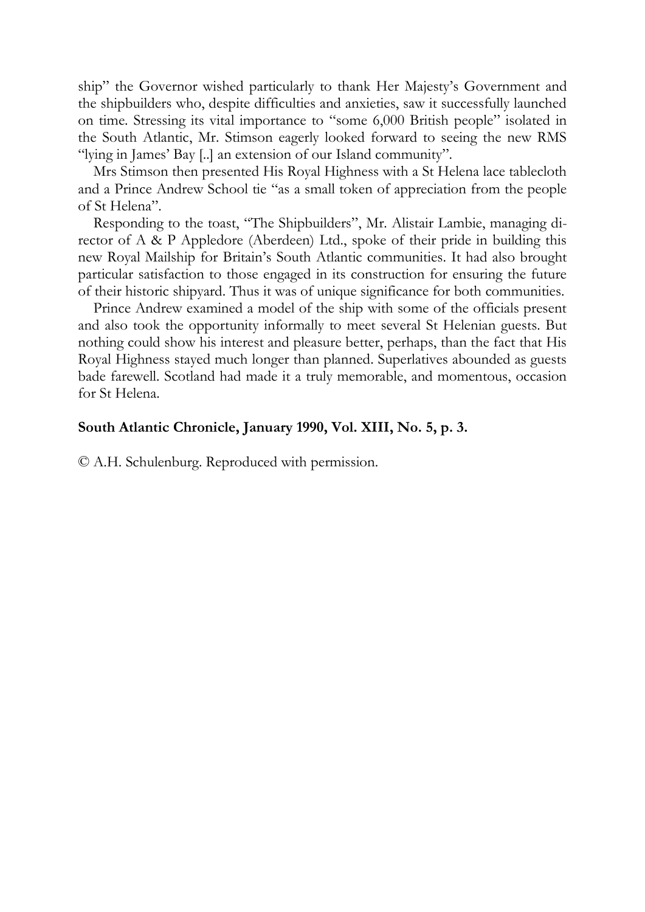ship" the Governor wished particularly to thank Her Majesty's Government and the shipbuilders who, despite difficulties and anxieties, saw it successfully launched on time. Stressing its vital importance to "some 6,000 British people" isolated in the South Atlantic, Mr. Stimson eagerly looked forward to seeing the new RMS "lying in James' Bay [..] an extension of our Island community".

Mrs Stimson then presented His Royal Highness with a St Helena lace tablecloth and a Prince Andrew School tie "as a small token of appreciation from the people of St Helena".

Responding to the toast, "The Shipbuilders", Mr. Alistair Lambie, managing director of A & P Appledore (Aberdeen) Ltd., spoke of their pride in building this new Royal Mailship for Britain's South Atlantic communities. It had also brought particular satisfaction to those engaged in its construction for ensuring the future of their historic shipyard. Thus it was of unique significance for both communities.

Prince Andrew examined a model of the ship with some of the officials present and also took the opportunity informally to meet several St Helenian guests. But nothing could show his interest and pleasure better, perhaps, than the fact that His Royal Highness stayed much longer than planned. Superlatives abounded as guests bade farewell. Scotland had made it a truly memorable, and momentous, occasion for St Helena.

**South Atlantic Chronicle, January 1990, Vol. XIII, No. 5, p. 3.**

© A.H. Schulenburg. Reproduced with permission.